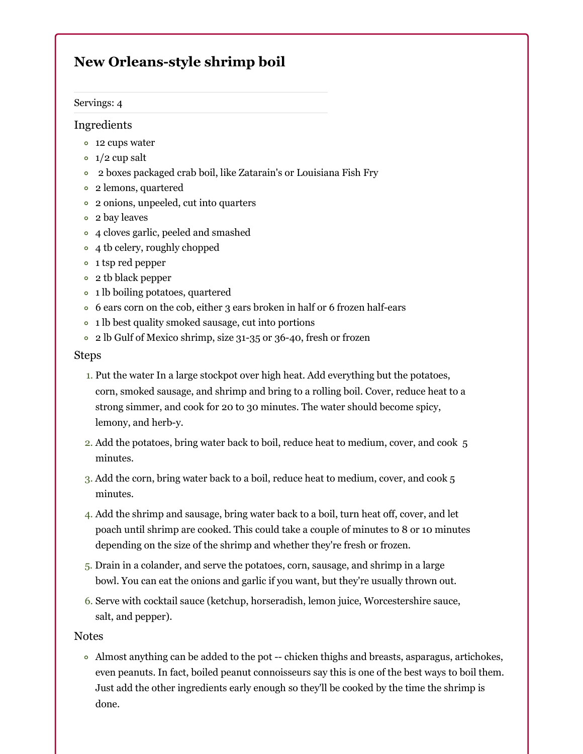# New Orleans-style shrimp boil

Servings: 4

## Ingredients

- 12 cups water
- 1/2 cup salt
- 2 boxes packaged crab boil, like Zatarain's or Louisiana Fish Fry
- 2 lemons, quartered
- 2 onions, unpeeled, cut into quarters
- 2 bay leaves
- 4 cloves garlic, peeled and smashed
- 4 tb celery, roughly chopped
- 1 tsp red pepper
- 2 tb black pepper
- 1 lb boiling potatoes, quartered
- 6 ears corn on the cob, either 3 ears broken in half or 6 frozen half-ears
- 1 lb best quality smoked sausage, cut into portions
- 2 lb Gulf of Mexico shrimp, size 31-35 or 36-40, fresh or frozen

## Steps

1. Put the water In a large stockpot over high heat. Add everything but the potatoes, corn, smoked sausage, and shrimp and bring to a rolling boil. Cover, reduce heat to a strong simmer, and cook for 20 to 30 minutes. The water should become spicy, lemony, and herb-y.
2. Add the potatoes, bring water back to boil, reduce heat to medium, cover, and cook 5 minutes.
3. Add the corn, bring water back to a boil, reduce heat to medium, cover, and cook 5 minutes.
4. Add the shrimp and sausage, bring water back to a boil, turn heat off, cover, and let poach until shrimp are cooked. This could take a couple of minutes to 8 or 10 minutes depending on the size of the shrimp and whether they're fresh or frozen.
5. Drain in a colander, and serve the potatoes, corn, sausage, and shrimp in a large bowl. You can eat the onions and garlic if you want, but they're usually thrown out.
6. Serve with cocktail sauce (ketchup, horseradish, lemon juice, Worcestershire sauce, salt, and pepper).

## Notes

- Almost anything can be added to the pot -- chicken thighs and breasts, asparagus, artichokes, even peanuts. In fact, boiled peanut connoisseurs say this is one of the best ways to boil them. Just add the other ingredients early enough so they'll be cooked by the time the shrimp is done.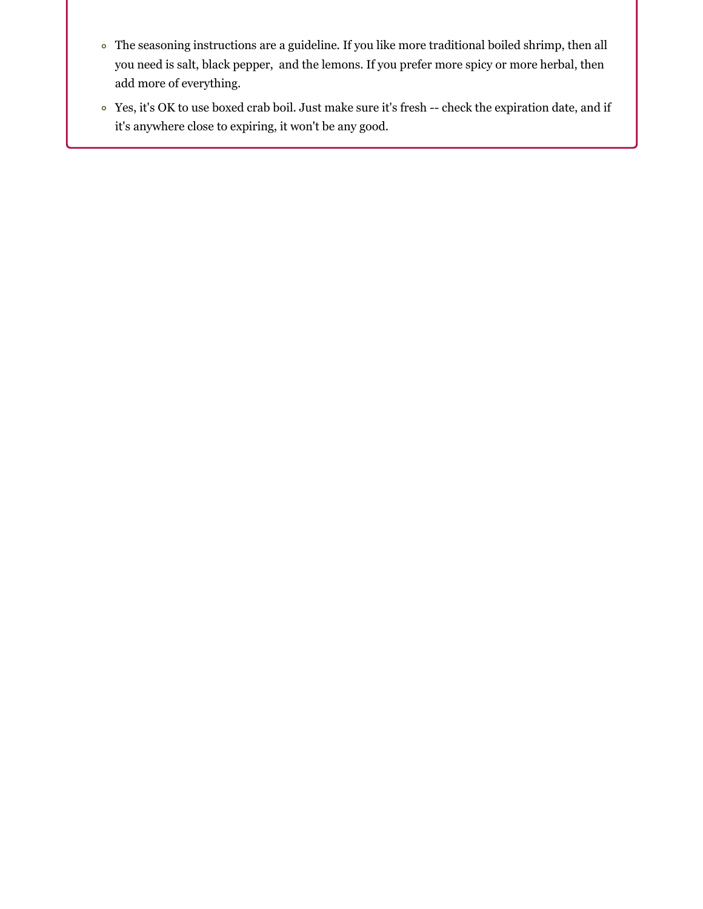- The seasoning instructions are a guideline. If you like more traditional boiled shrimp, then all you need is salt, black pepper, and the lemons. If you prefer more spicy or more herbal, then add more of everything.
- Yes, it's OK to use boxed crab boil. Just make sure it's fresh -- check the expiration date, and if it's anywhere close to expiring, it won't be any good.